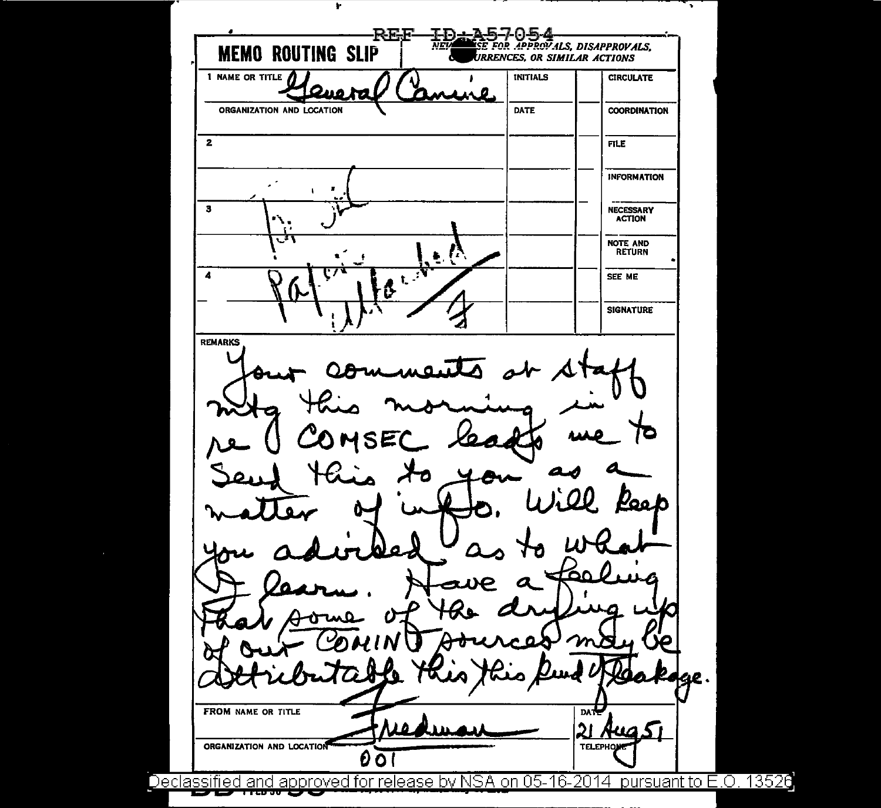REF ID:A57054

**MEMO ROUTING SLIP**

*NEVER USE FOR APPROVALS, DISAPPROVALS, CONCURRENCES, OR SIMILAR ACTIONS*

| NAME OR TITLE | INITIALS | | |
|---|---|---|---|
| 1 General Canine | | | CIRCULATE |
| ORGANIZATION AND LOCATION | DATE | | COORDINATION |
| 2 | | | FILE |
| | | | INFORMATION |
| 3 | | | NECESSARY ACTION |
| | | | NOTE AND RETURN |
| 4 | | | SEE ME |
| | | | SIGNATURE |

(Handwritten across routing lines: Dir file / Paper attached / F)

REMARKS

Your comments at staff mtg this morning in re COMSEC leads me to send this to you as a matter of info. Will keep you advised as to what I learn. Have a feeling that *some* of the drying up of our COMINT sources may be attributable this this kind of leakage.

| FROM NAME OR TITLE | DATE |
|---|---|
| Friedman | 21 Aug 51 |
| ORGANIZATION AND LOCATION | TELEPHONE |
| 001 | |

Declassified and approved for release by NSA on 05-16-2014 pursuant to E.O. 13526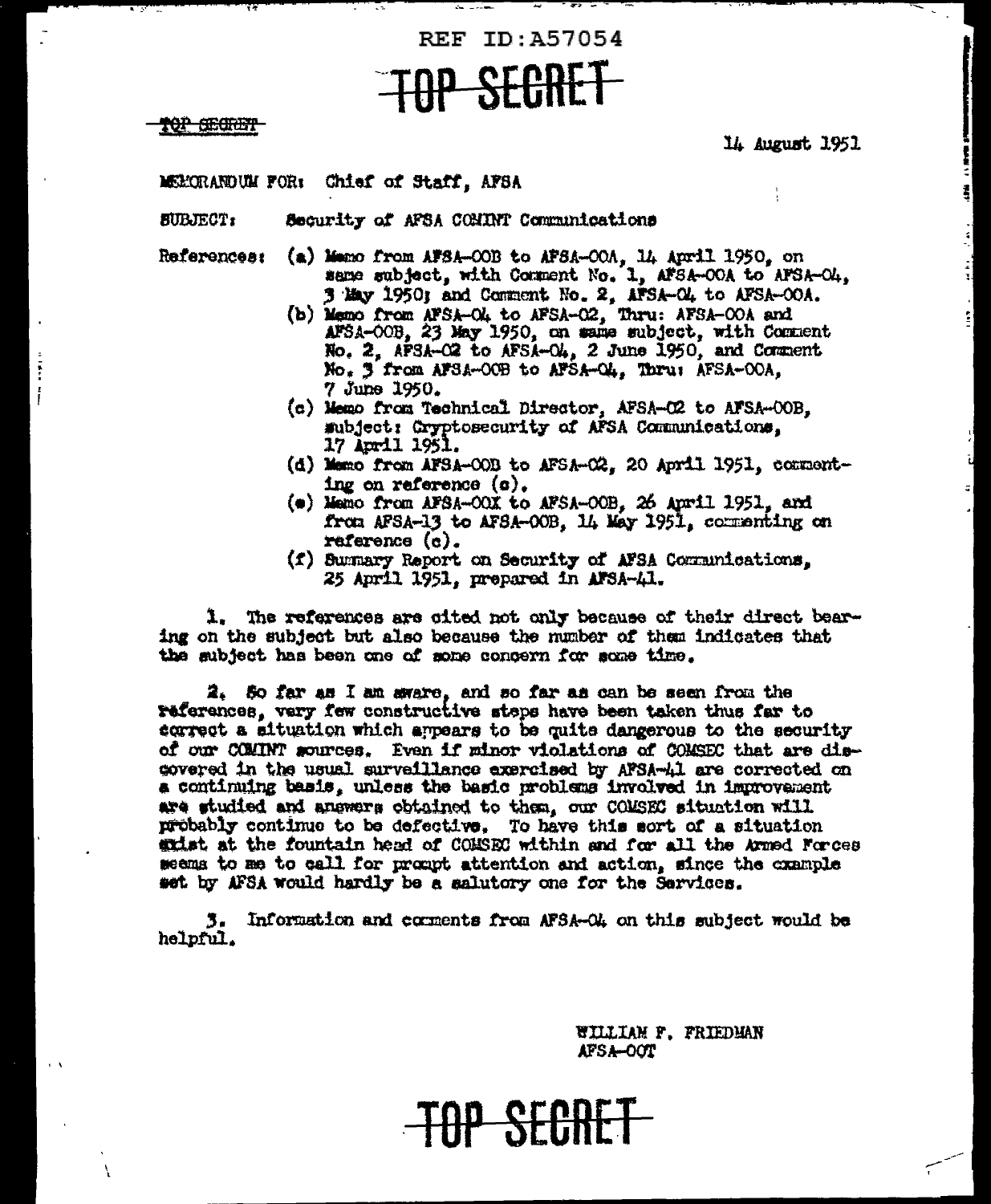REF ID:A57054

TOP SECRET

TOP SECRET

14 August 1951

MEMORANDUM FOR: Chief of Staff, AFSA

SUBJECT: Security of AFSA COMINT Communications

References:
- (a) Memo from AFSA-00B to AFSA-00A, 14 April 1950, on same subject, with Comment No. 1, AFSA-00A to AFSA-04, 3 May 1950; and Comment No. 2, AFSA-04 to AFSA-00A.
- (b) Memo from AFSA-04 to AFSA-02, Thru: AFSA-00A and AFSA-00B, 23 May 1950, on same subject, with Comment No. 2, AFSA-02 to AFSA-04, 2 June 1950, and Comment No. 3 from AFSA-00B to AFSA-04, Thru: AFSA-00A, 7 June 1950.
- (c) Memo from Technical Director, AFSA-02 to AFSA-00B, subject: Cryptosecurity of AFSA Communications, 17 April 1951.
- (d) Memo from AFSA-00B to AFSA-02, 20 April 1951, commenting on reference (c).
- (e) Memo from AFSA-00X to AFSA-00B, 26 April 1951, and from AFSA-13 to AFSA-00B, 14 May 1951, commenting on reference (c).
- (f) Summary Report on Security of AFSA Communications, 25 April 1951, prepared in AFSA-41.

1. The references are cited not only because of their direct bearing on the subject but also because the number of them indicates that the subject has been one of some concern for some time.

2. So far as I am aware, and so far as can be seen from the references, very few constructive steps have been taken thus far to correct a situation which appears to be quite dangerous to the security of our COMINT sources. Even if minor violations of COMSEC that are discovered in the usual surveillance exercised by AFSA-41 are corrected on a continuing basis, unless the basic problems involved in improvement are studied and answers obtained to them, our COMSEC situation will probably continue to be defective. To have this sort of a situation exist at the fountain head of COMSEC within and for all the Armed Forces seems to me to call for prompt attention and action, since the example set by AFSA would hardly be a salutory one for the Services.

3. Information and comments from AFSA-04 on this subject would be helpful.

WILLIAM F. FRIEDMAN
AFSA-00T

TOP SECRET